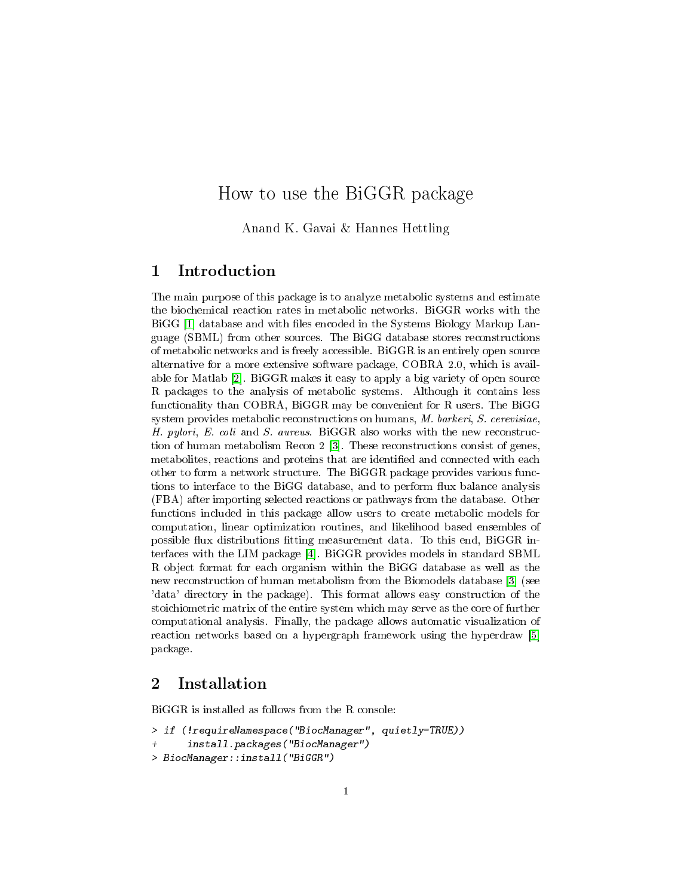# How to use the BiGGR package

Anand K. Gavai & Hannes Hettling

## 1 Introduction

The main purpose of this package is to analyze metabolic systems and estimate the biochemical reaction rates in metabolic networks. BiGGR works with the BiGG [1] database and with files encoded in the Systems Biology Markup Language (SBML) from other sources. The BiGG database stores reconstructions of metabolic networks and is freely accessible. BiGGR is an entirely open source alternative for a more extensive software package, COBRA 2.0, which is available for Matlab [2]. BiGGR makes it easy to apply a big variety of open source R packages to the analysis of metabolic systems. Although it contains less functionality than COBRA, BiGGR may be convenient for R users. The BiGG system provides metabolic reconstructions on humans, *M. barkeri*, *S. cerevisiae*, *H. pylori*, *E. coli* and *S. aureus*. BiGGR also works with the new reconstruction of human metabolism Recon 2 [3]. These reconstructions consist of genes, metabolites, reactions and proteins that are identified and connected with each other to form a network structure. The BiGGR package provides various functions to interface to the BiGG database, and to perform flux balance analysis (FBA) after importing selected reactions or pathways from the database. Other functions included in this package allow users to create metabolic models for computation, linear optimization routines, and likelihood based ensembles of possible flux distributions fitting measurement data. To this end, BiGGR interfaces with the LIM package [4]. BiGGR provides models in standard SBML R object format for each organism within the BiGG database as well as the new reconstruction of human metabolism from the Biomodels database [3] (see 'data' directory in the package). This format allows easy construction of the stoichiometric matrix of the entire system which may serve as the core of further computational analysis. Finally, the package allows automatic visualization of reaction networks based on a hypergraph framework using the hyperdraw [5] package.

## 2 Installation

BiGGR is installed as follows from the R console:

```
> if (!requireNamespace("BiocManager", quietly=TRUE))
+     install.packages("BiocManager")
> BiocManager::install("BiGGR")
```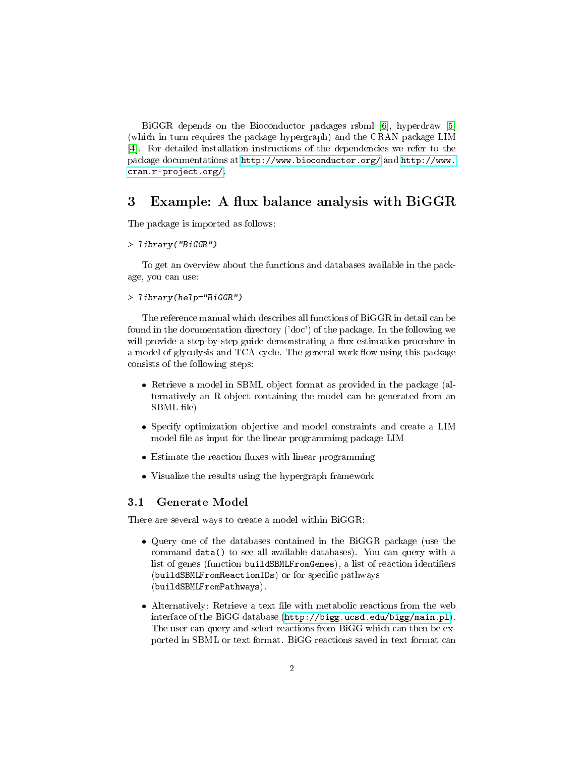BiGGR depends on the Bioconductor packages rsbml [6], hyperdraw [5] (which in turn requires the package hypergraph) and the CRAN package LIM [4]. For detailed installation instructions of the dependencies we refer to the package documentations at http://www.bioconductor.org/ and http://www.cran.r-project.org/.

## 3 Example: A flux balance analysis with BiGGR

The package is imported as follows:

```
> library("BiGGR")
```

To get an overview about the functions and databases available in the package, you can use:

```
> library(help="BiGGR")
```

The reference manual which describes all functions of BiGGR in detail can be found in the documentation directory ('doc') of the package. In the following we will provide a step-by-step guide demonstrating a flux estimation procedure in a model of glycolysis and TCA cycle. The general work flow using this package consists of the following steps:

- Retrieve a model in SBML object format as provided in the package (alternatively an R object containing the model can be generated from an SBML file)
- Specify optimization objective and model constraints and create a LIM model file as input for the linear programmimg package LIM
- Estimate the reaction fluxes with linear programming
- Visualize the results using the hypergraph framework

### 3.1 Generate Model

There are several ways to create a model within BiGGR:

- Query one of the databases contained in the BiGGR package (use the command `data()` to see all available databases). You can query with a list of genes (function `buildSBMLFromGenes`), a list of reaction identifiers (`buildSBMLFromReactionIDs`) or for specific pathways (`buildSBMLFromPathways`).
- Alternatively: Retrieve a text file with metabolic reactions from the web interface of the BiGG database (http://bigg.ucsd.edu/bigg/main.pl). The user can query and select reactions from BiGG which can then be exported in SBML or text format. BiGG reactions saved in text format can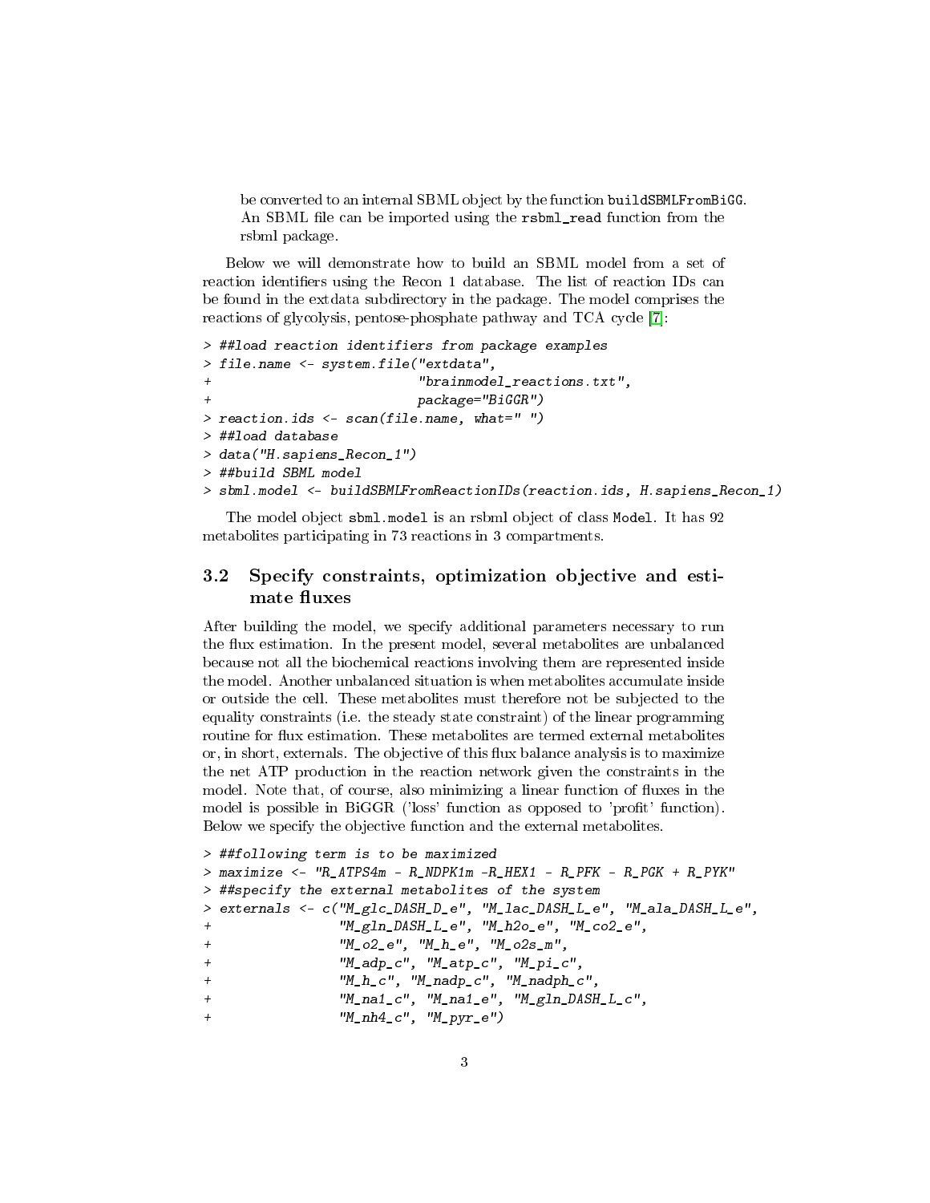be converted to an internal SBML object by the function `buildSBMLFromBiGG`. An SBML file can be imported using the `rsbml_read` function from the rsbml package.

Below we will demonstrate how to build an SBML model from a set of reaction identifiers using the Recon 1 database. The list of reaction IDs can be found in the extdata subdirectory in the package. The model comprises the reactions of glycolysis, pentose-phosphate pathway and TCA cycle [7]:

```
> ##load reaction identifiers from package examples
> file.name <- system.file("extdata",
+                          "brainmodel_reactions.txt",
+                          package="BiGGR")
> reaction.ids <- scan(file.name, what=" ")
> ##load database
> data("H.sapiens_Recon_1")
> ##build SBML model
> sbml.model <- buildSBMLFromReactionIDs(reaction.ids, H.sapiens_Recon_1)
```

The model object `sbml.model` is an rsbml object of class `Model`. It has 92 metabolites participating in 73 reactions in 3 compartments.

## 3.2 Specify constraints, optimization objective and estimate fluxes

After building the model, we specify additional parameters necessary to run the flux estimation. In the present model, several metabolites are unbalanced because not all the biochemical reactions involving them are represented inside the model. Another unbalanced situation is when metabolites accumulate inside or outside the cell. These metabolites must therefore not be subjected to the equality constraints (i.e. the steady state constraint) of the linear programming routine for flux estimation. These metabolites are termed external metabolites or, in short, externals. The objective of this flux balance analysis is to maximize the net ATP production in the reaction network given the constraints in the model. Note that, of course, also minimizing a linear function of fluxes in the model is possible in BiGGR ('loss' function as opposed to 'profit' function). Below we specify the objective function and the external metabolites.

```
> ##following term is to be maximized
> maximize <- "R_ATPS4m - R_NDPK1m -R_HEX1 - R_PFK - R_PGK + R_PYK"
> ##specify the external metabolites of the system
> externals <- c("M_glc_DASH_D_e", "M_lac_DASH_L_e", "M_ala_DASH_L_e",
+                "M_gln_DASH_L_e", "M_h2o_e", "M_co2_e",
+                "M_o2_e", "M_h_e", "M_o2s_m",
+                "M_adp_c", "M_atp_c", "M_pi_c",
+                "M_h_c", "M_nadp_c", "M_nadph_c",
+                "M_na1_c", "M_na1_e", "M_gln_DASH_L_c",
+                "M_nh4_c", "M_pyr_e")
```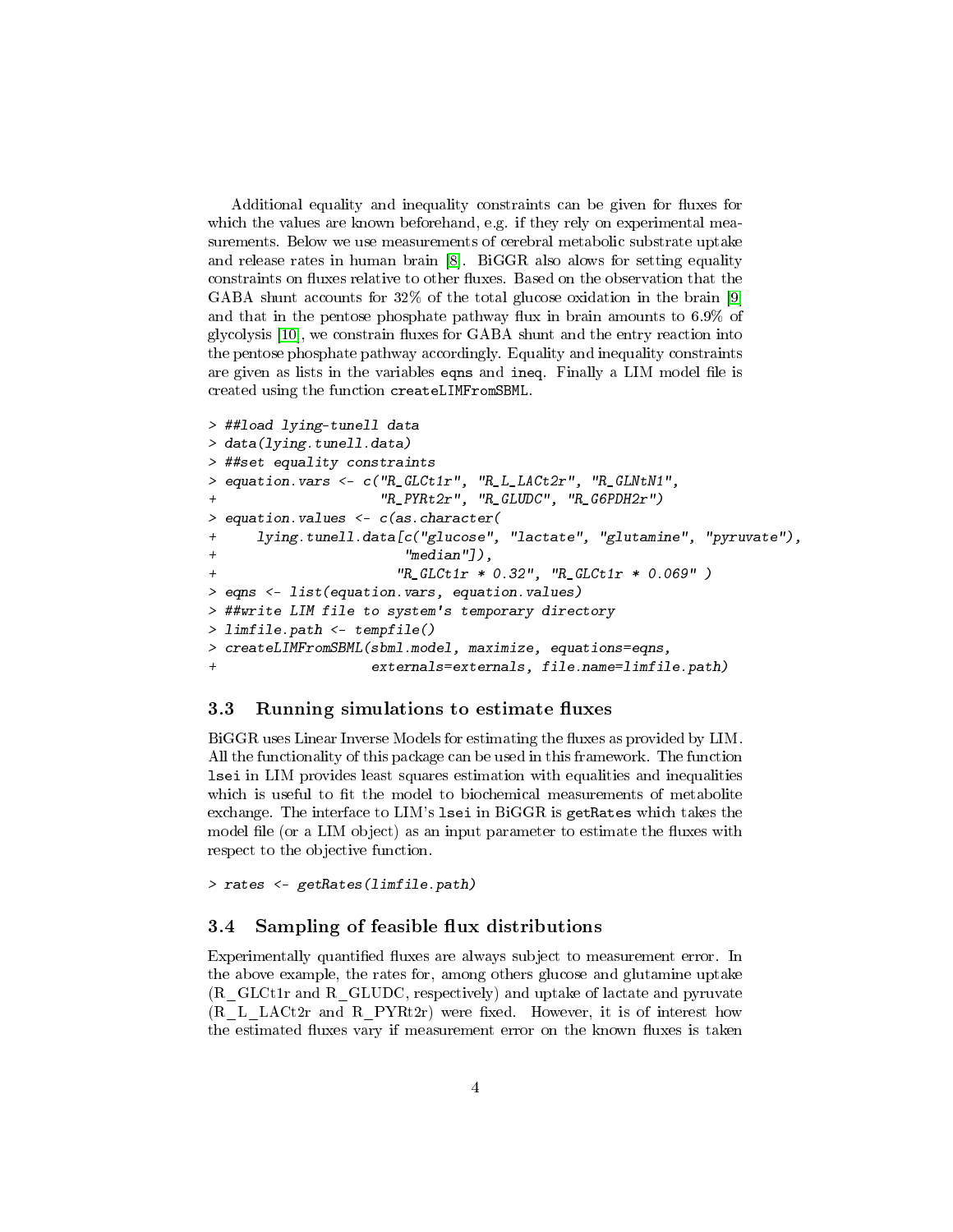Additional equality and inequality constraints can be given for fluxes for which the values are known beforehand, e.g. if they rely on experimental measurements. Below we use measurements of cerebral metabolic substrate uptake and release rates in human brain [8]. BiGGR also alows for setting equality constraints on fluxes relative to other fluxes. Based on the observation that the GABA shunt accounts for 32% of the total glucose oxidation in the brain [9] and that in the pentose phosphate pathway flux in brain amounts to 6.9% of glycolysis [10], we constrain fluxes for GABA shunt and the entry reaction into the pentose phosphate pathway accordingly. Equality and inequality constraints are given as lists in the variables `eqns` and `ineq`. Finally a LIM model file is created using the function `createLIMFromSBML`.

```
> ##load lying-tunell data
> data(lying.tunell.data)
> ##set equality constraints
> equation.vars <- c("R_GLCt1r", "R_L_LACt2r", "R_GLNtN1",
+                    "R_PYRt2r", "R_GLUDC", "R_G6PDH2r")
> equation.values <- c(as.character(
+     lying.tunell.data[c("glucose", "lactate", "glutamine", "pyruvate"),
+                       "median"]),
+                      "R_GLCt1r * 0.32", "R_GLCt1r * 0.069" )
> eqns <- list(equation.vars, equation.values)
> ##write LIM file to system's temporary directory
> limfile.path <- tempfile()
> createLIMFromSBML(sbml.model, maximize, equations=eqns,
+                   externals=externals, file.name=limfile.path)
```

### 3.3 Running simulations to estimate fluxes

BiGGR uses Linear Inverse Models for estimating the fluxes as provided by LIM. All the functionality of this package can be used in this framework. The function `lsei` in LIM provides least squares estimation with equalities and inequalities which is useful to fit the model to biochemical measurements of metabolite exchange. The interface to LIM's `lsei` in BiGGR is `getRates` which takes the model file (or a LIM object) as an input parameter to estimate the fluxes with respect to the objective function.

```
> rates <- getRates(limfile.path)
```

### 3.4 Sampling of feasible flux distributions

Experimentally quantified fluxes are always subject to measurement error. In the above example, the rates for, among others glucose and glutamine uptake (R_GLCt1r and R_GLUDC, respectively) and uptake of lactate and pyruvate (R_L_LACt2r and R_PYRt2r) were fixed. However, it is of interest how the estimated fluxes vary if measurement error on the known fluxes is taken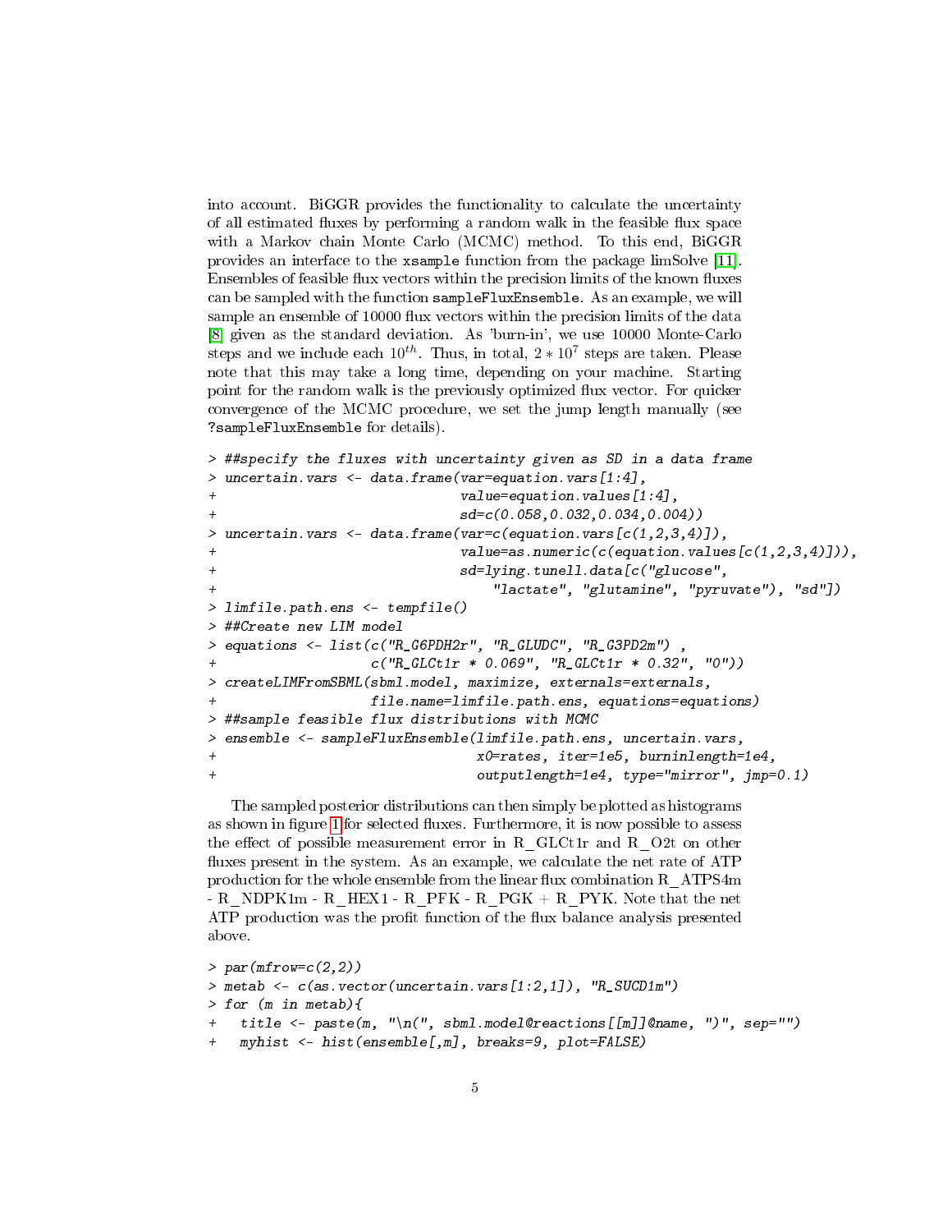into account. BiGGR provides the functionality to calculate the uncertainty of all estimated fluxes by performing a random walk in the feasible flux space with a Markov chain Monte Carlo (MCMC) method. To this end, BiGGR provides an interface to the `xsample` function from the package limSolve [11]. Ensembles of feasible flux vectors within the precision limits of the known fluxes can be sampled with the function `sampleFluxEnsemble`. As an example, we will sample an ensemble of 10000 flux vectors within the precision limits of the data [8] given as the standard deviation. As 'burn-in', we use 10000 Monte-Carlo steps and we include each $10^{th}$. Thus, in total, $2 * 10^7$ steps are taken. Please note that this may take a long time, depending on your machine. Starting point for the random walk is the previously optimized flux vector. For quicker convergence of the MCMC procedure, we set the jump length manually (see `?sampleFluxEnsemble` for details).

```
> ##specify the fluxes with uncertainty given as SD in a data frame
> uncertain.vars <- data.frame(var=equation.vars[1:4],
+                              value=equation.values[1:4],
+                              sd=c(0.058,0.032,0.034,0.004))
> uncertain.vars <- data.frame(var=c(equation.vars[c(1,2,3,4)]),
+                              value=as.numeric(c(equation.values[c(1,2,3,4)])),
+                              sd=lying.tunell.data[c("glucose",
+                                  "lactate", "glutamine", "pyruvate"), "sd"])
> limfile.path.ens <- tempfile()
> ##Create new LIM model
> equations <- list(c("R_G6PDH2r", "R_GLUDC", "R_G3PD2m") ,
+                   c("R_GLCt1r * 0.069", "R_GLCt1r * 0.32", "0"))
> createLIMFromSBML(sbml.model, maximize, externals=externals,
+                   file.name=limfile.path.ens, equations=equations)
> ##sample feasible flux distributions with MCMC
> ensemble <- sampleFluxEnsemble(limfile.path.ens, uncertain.vars,
+                                x0=rates, iter=1e5, burninlength=1e4,
+                                outputlength=1e4, type="mirror", jmp=0.1)
```

The sampled posterior distributions can then simply be plotted as histograms as shown in figure 1 for selected fluxes. Furthermore, it is now possible to assess the effect of possible measurement error in R_GLCt1r and R_O2t on other fluxes present in the system. As an example, we calculate the net rate of ATP production for the whole ensemble from the linear flux combination R_ATPS4m - R_NDPK1m - R_HEX1 - R_PFK - R_PGK + R_PYK. Note that the net ATP production was the profit function of the flux balance analysis presented above.

```
> par(mfrow=c(2,2))
> metab <- c(as.vector(uncertain.vars[1:2,1]), "R_SUCD1m")
> for (m in metab){
+   title <- paste(m, "\n(", sbml.model@reactions[[m]]@name, ")", sep="")
+   myhist <- hist(ensemble[,m], breaks=9, plot=FALSE)
```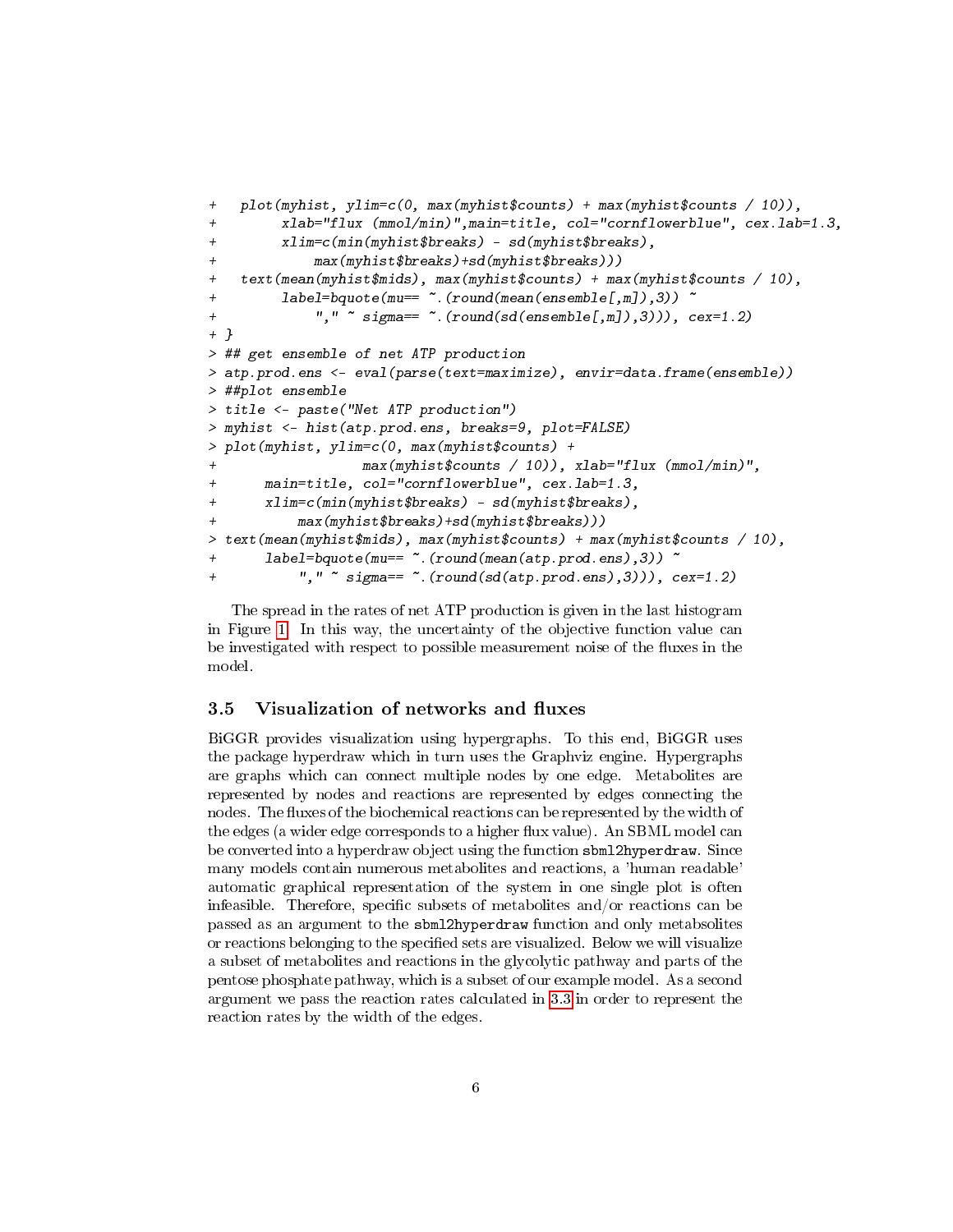```
+   plot(myhist, ylim=c(0, max(myhist$counts) + max(myhist$counts / 10)),
+        xlab="flux (mmol/min)",main=title, col="cornflowerblue", cex.lab=1.3,
+        xlim=c(min(myhist$breaks) - sd(myhist$breaks),
+            max(myhist$breaks)+sd(myhist$breaks)))
+   text(mean(myhist$mids), max(myhist$counts) + max(myhist$counts / 10),
+        label=bquote(mu== ~.(round(mean(ensemble[,m]),3)) ~
+            "," ~ sigma== ~.(round(sd(ensemble[,m]),3))), cex=1.2)
+ }
> ## get ensemble of net ATP production
> atp.prod.ens <- eval(parse(text=maximize), envir=data.frame(ensemble))
> ##plot ensemble
> title <- paste("Net ATP production")
> myhist <- hist(atp.prod.ens, breaks=9, plot=FALSE)
> plot(myhist, ylim=c(0, max(myhist$counts) +
+                   max(myhist$counts / 10)), xlab="flux (mmol/min)",
+      main=title, col="cornflowerblue", cex.lab=1.3,
+      xlim=c(min(myhist$breaks) - sd(myhist$breaks),
+          max(myhist$breaks)+sd(myhist$breaks)))
> text(mean(myhist$mids), max(myhist$counts) + max(myhist$counts / 10),
+      label=bquote(mu== ~.(round(mean(atp.prod.ens),3)) ~
+          "," ~ sigma== ~.(round(sd(atp.prod.ens),3))), cex=1.2)
```

The spread in the rates of net ATP production is given in the last histogram in Figure 1. In this way, the uncertainty of the objective function value can be investigated with respect to possible measurement noise of the fluxes in the model.

## 3.5 Visualization of networks and fluxes

BiGGR provides visualization using hypergraphs. To this end, BiGGR uses the package hyperdraw which in turn uses the Graphviz engine. Hypergraphs are graphs which can connect multiple nodes by one edge. Metabolites are represented by nodes and reactions are represented by edges connecting the nodes. The fluxes of the biochemical reactions can be represented by the width of the edges (a wider edge corresponds to a higher flux value). An SBML model can be converted into a hyperdraw object using the function `sbml2hyperdraw`. Since many models contain numerous metabolites and reactions, a 'human readable' automatic graphical representation of the system in one single plot is often infeasible. Therefore, specific subsets of metabolites and/or reactions can be passed as an argument to the `sbml2hyperdraw` function and only metabsolites or reactions belonging to the specified sets are visualized. Below we will visualize a subset of metabolites and reactions in the glycolytic pathway and parts of the pentose phosphate pathway, which is a subset of our example model. As a second argument we pass the reaction rates calculated in 3.3 in order to represent the reaction rates by the width of the edges.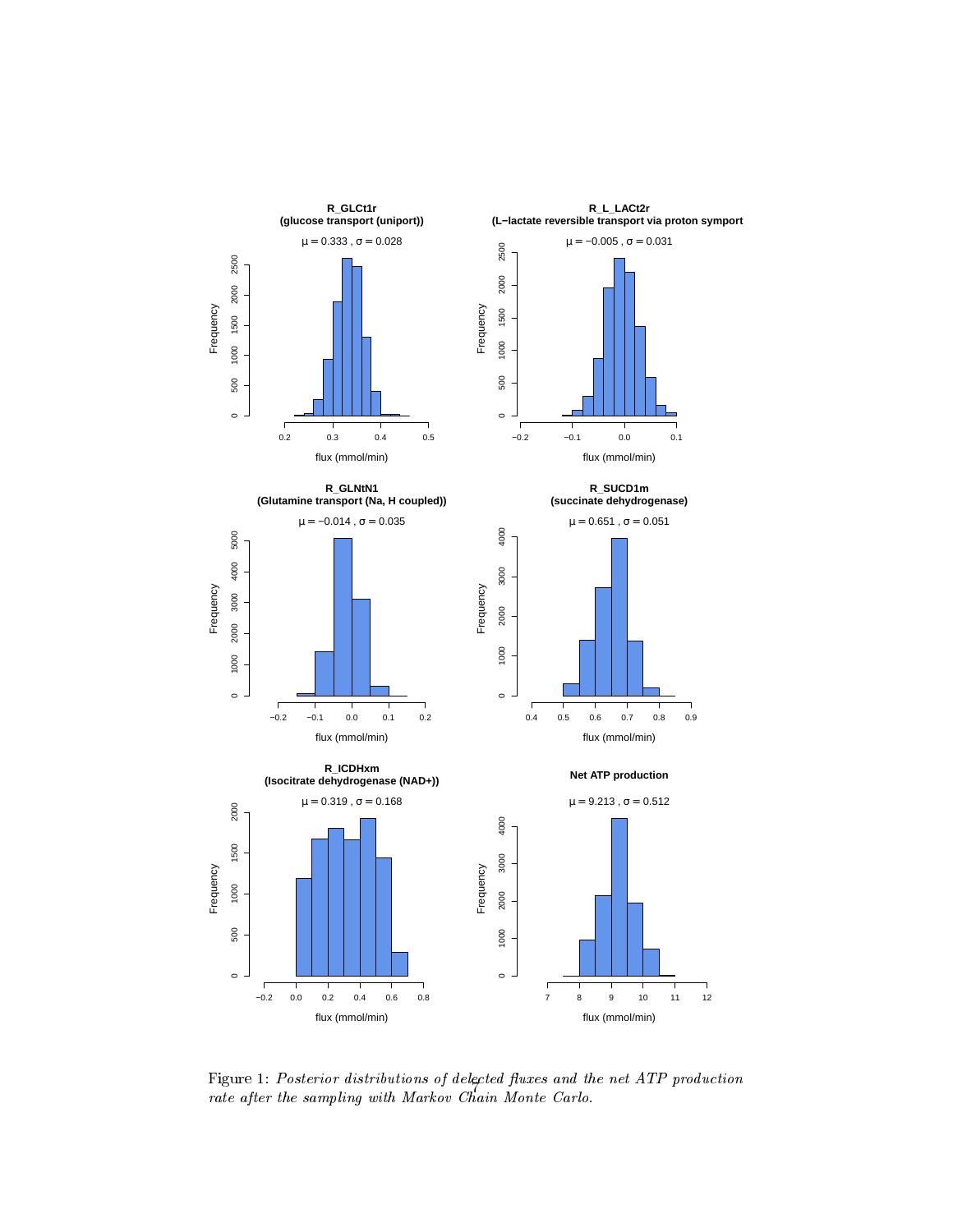Figure 1: *Posterior distributions of delected fluxes and the net ATP production rate after the sampling with Markov Chain Monte Carlo.*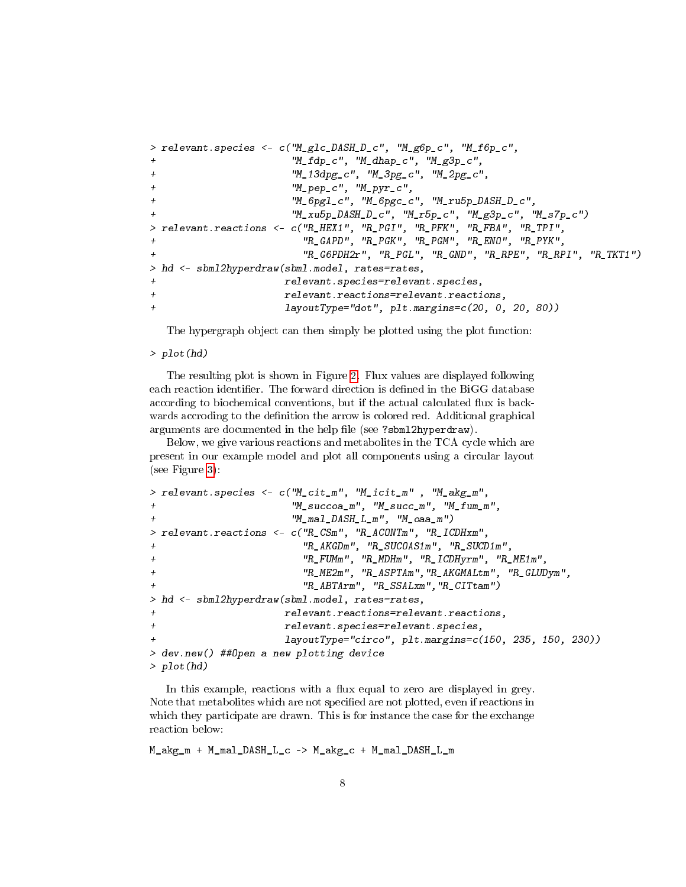```
> relevant.species <- c("M_glc_DASH_D_c", "M_g6p_c", "M_f6p_c",
+                       "M_fdp_c", "M_dhap_c", "M_g3p_c",
+                       "M_13dpg_c", "M_3pg_c", "M_2pg_c",
+                       "M_pep_c", "M_pyr_c",
+                       "M_6pgl_c", "M_6pgc_c", "M_ru5p_DASH_D_c",
+                       "M_xu5p_DASH_D_c", "M_r5p_c", "M_g3p_c", "M_s7p_c")
> relevant.reactions <- c("R_HEX1", "R_PGI", "R_PFK", "R_FBA", "R_TPI",
+                         "R_GAPD", "R_PGK", "R_PGM", "R_ENO", "R_PYK",
+                         "R_G6PDH2r", "R_PGL", "R_GND", "R_RPE", "R_RPI", "R_TKT1")
> hd <- sbml2hyperdraw(sbml.model, rates=rates,
+                      relevant.species=relevant.species,
+                      relevant.reactions=relevant.reactions,
+                      layoutType="dot", plt.margins=c(20, 0, 20, 80))
```

The hypergraph object can then simply be plotted using the plot function:

```
> plot(hd)
```

The resulting plot is shown in Figure 2. Flux values are displayed following each reaction identifier. The forward direction is defined in the BiGG database according to biochemical conventions, but if the actual calculated flux is backwards accroding to the definition the arrow is colored red. Additional graphical arguments are documented in the help file (see `?sbml2hyperdraw`).

Below, we give various reactions and metabolites in the TCA cycle which are present in our example model and plot all components using a circular layout (see Figure 3):

```
> relevant.species <- c("M_cit_m", "M_icit_m" , "M_akg_m",
+                       "M_succoa_m", "M_succ_m", "M_fum_m",
+                       "M_mal_DASH_L_m", "M_oaa_m")
> relevant.reactions <- c("R_CSm", "R_ACONTm", "R_ICDHxm",
+                         "R_AKGDm", "R_SUCOAS1m", "R_SUCD1m",
+                         "R_FUMm", "R_MDHm", "R_ICDHyrm", "R_ME1m",
+                         "R_ME2m", "R_ASPTAm","R_AKGMALtm", "R_GLUDym",
+                         "R_ABTArm", "R_SSALxm","R_CITtam")
> hd <- sbml2hyperdraw(sbml.model, rates=rates,
+                      relevant.reactions=relevant.reactions,
+                      relevant.species=relevant.species,
+                      layoutType="circo", plt.margins=c(150, 235, 150, 230))
> dev.new() ##Open a new plotting device
> plot(hd)
```

In this example, reactions with a flux equal to zero are displayed in grey. Note that metabolites which are not specified are not plotted, even if reactions in which they participate are drawn. This is for instance the case for the exchange reaction below:

```
M_akg_m + M_mal_DASH_L_c -> M_akg_c + M_mal_DASH_L_m
```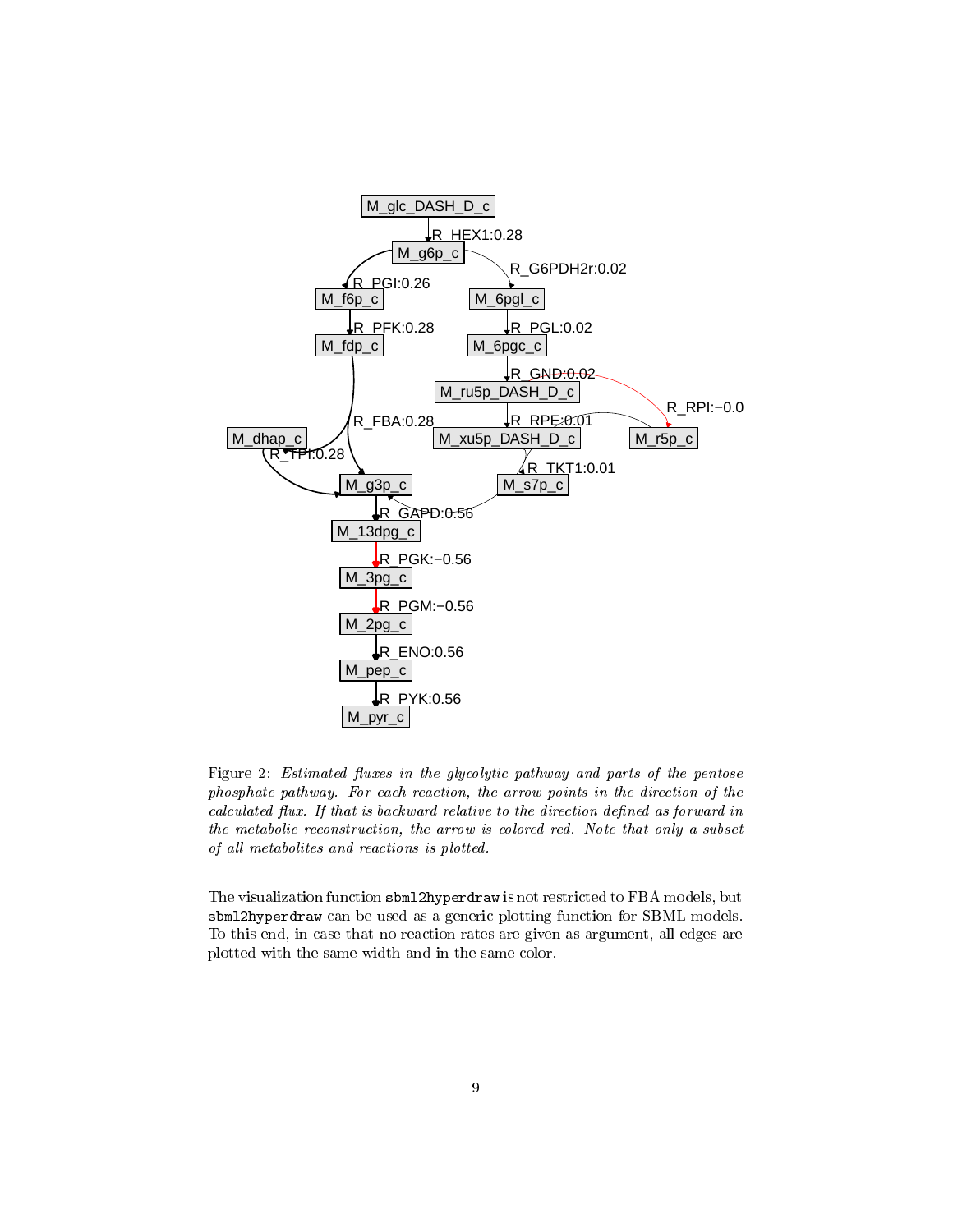Figure 2: *Estimated fluxes in the glycolytic pathway and parts of the pentose phosphate pathway. For each reaction, the arrow points in the direction of the calculated flux. If that is backward relative to the direction defined as forward in the metabolic reconstruction, the arrow is colored red. Note that only a subset of all metabolites and reactions is plotted.*

The visualization function `sbml2hyperdraw` is not restricted to FBA models, but `sbml2hyperdraw` can be used as a generic plotting function for SBML models. To this end, in case that no reaction rates are given as argument, all edges are plotted with the same width and in the same color.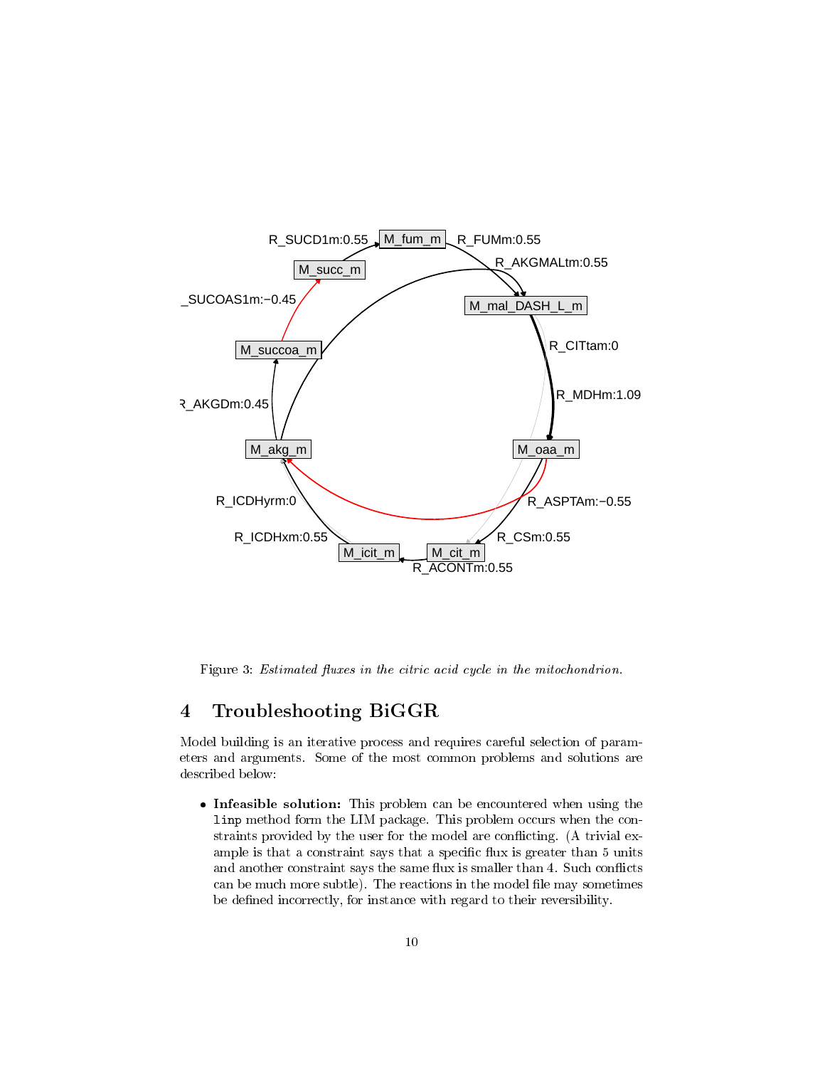Figure 3: *Estimated fluxes in the citric acid cycle in the mitochondrion.*

## 4 Troubleshooting BiGGR

Model building is an iterative process and requires careful selection of parameters and arguments. Some of the most common problems and solutions are described below:

- **Infeasible solution:** This problem can be encountered when using the `linp` method form the LIM package. This problem occurs when the constraints provided by the user for the model are conflicting. (A trivial example is that a constraint says that a specific flux is greater than 5 units and another constraint says the same flux is smaller than 4. Such conflicts can be much more subtle). The reactions in the model file may sometimes be defined incorrectly, for instance with regard to their reversibility.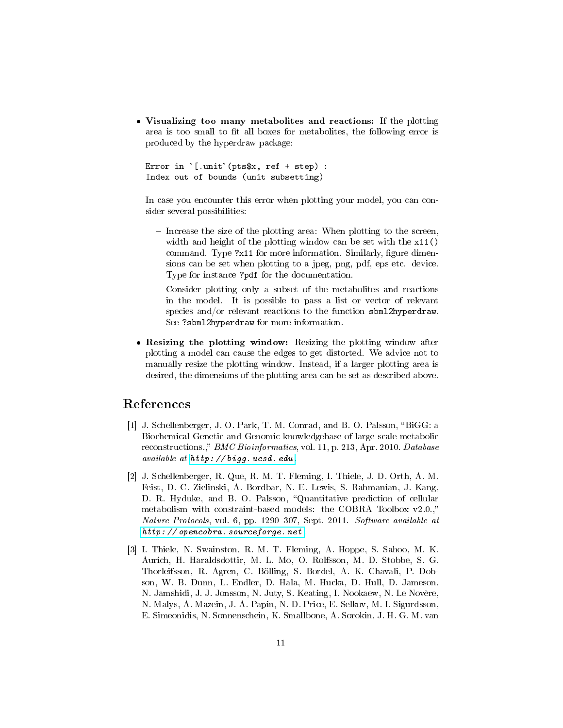- **Visualizing too many metabolites and reactions:** If the plotting area is too small to fit all boxes for metabolites, the following error is produced by the hyperdraw package:

  ```
  Error in `[.unit`(pts$x, ref + step) :
  Index out of bounds (unit subsetting)
  ```

  In case you encounter this error when plotting your model, you can consider several possibilities:

  - Increase the size of the plotting area: When plotting to the screen, width and height of the plotting window can be set with the `x11()` command. Type `?x11` for more information. Similarly, figure dimensions can be set when plotting to a jpeg, png, pdf, eps etc. device. Type for instance `?pdf` for the documentation.
  - Consider plotting only a subset of the metabolites and reactions in the model. It is possible to pass a list or vector of relevant species and/or relevant reactions to the function `sbml2hyperdraw`. See `?sbml2hyperdraw` for more information.

- **Resizing the plotting window:** Resizing the plotting window after plotting a model can cause the edges to get distorted. We advice not to manually resize the plotting window. Instead, if a larger plotting area is desired, the dimensions of the plotting area can be set as described above.

# References

[1] J. Schellenberger, J. O. Park, T. M. Conrad, and B. O. Palsson, "BiGG: a Biochemical Genetic and Genomic knowledgebase of large scale metabolic reconstructions.," *BMC Bioinformatics*, vol. 11, p. 213, Apr. 2010. *Database available at* *http://bigg.ucsd.edu*.

[2] J. Schellenberger, R. Que, R. M. T. Fleming, I. Thiele, J. D. Orth, A. M. Feist, D. C. Zielinski, A. Bordbar, N. E. Lewis, S. Rahmanian, J. Kang, D. R. Hyduke, and B. O. Palsson, "Quantitative prediction of cellular metabolism with constraint-based models: the COBRA Toolbox v2.0.," *Nature Protocols*, vol. 6, pp. 1290–307, Sept. 2011. *Software available at* *http://opencobra.sourceforge.net*.

[3] I. Thiele, N. Swainston, R. M. T. Fleming, A. Hoppe, S. Sahoo, M. K. Aurich, H. Haraldsdottir, M. L. Mo, O. Rolfsson, M. D. Stobbe, S. G. Thorleifsson, R. Agren, C. Bölling, S. Bordel, A. K. Chavali, P. Dobson, W. B. Dunn, L. Endler, D. Hala, M. Hucka, D. Hull, D. Jameson, N. Jamshidi, J. J. Jonsson, N. Juty, S. Keating, I. Nookaew, N. Le Novère, N. Malys, A. Mazein, J. A. Papin, N. D. Price, E. Selkov, M. I. Sigurdsson, E. Simeonidis, N. Sonnenschein, K. Smallbone, A. Sorokin, J. H. G. M. van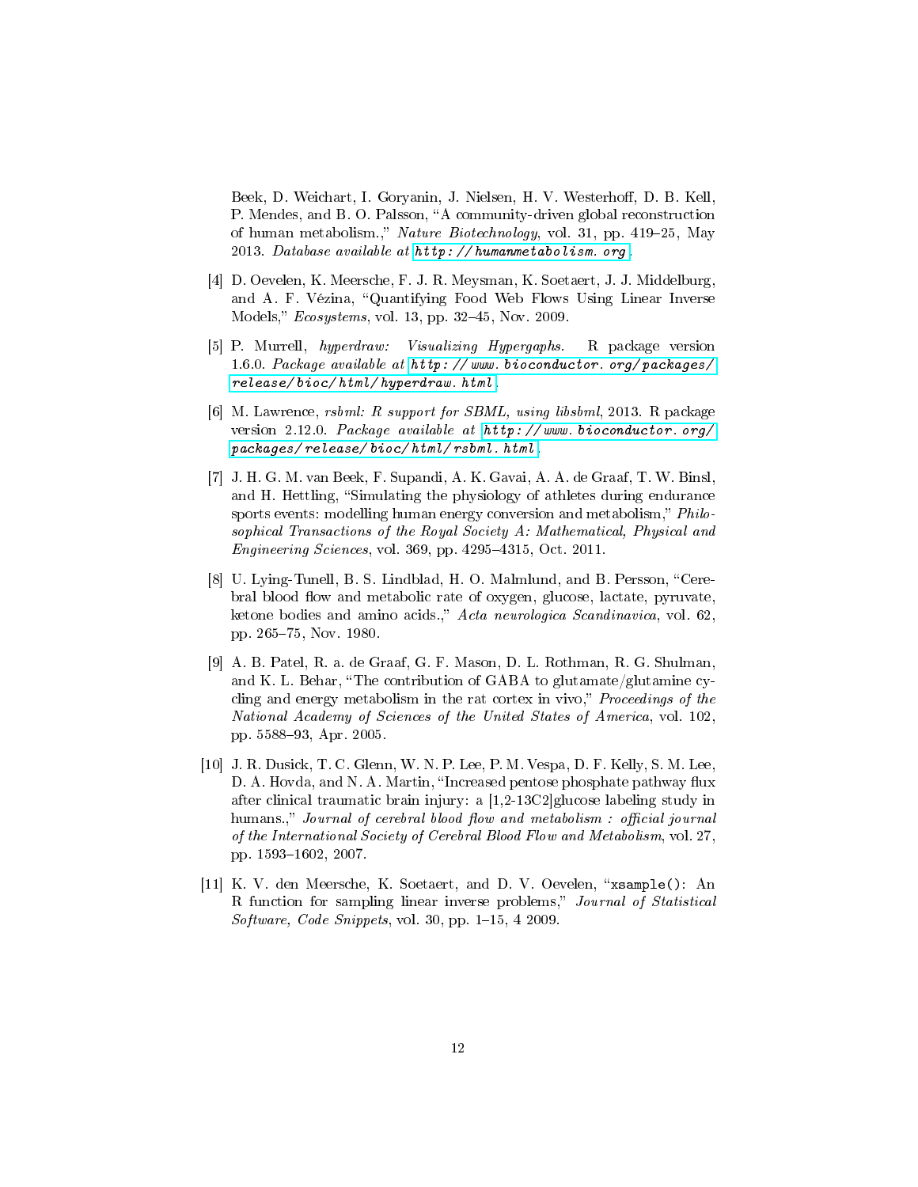Beek, D. Weichart, I. Goryanin, J. Nielsen, H. V. Westerhoff, D. B. Kell, P. Mendes, and B. O. Palsson, "A community-driven global reconstruction of human metabolism.," *Nature Biotechnology*, vol. 31, pp. 419–25, May 2013. *Database available at http://humanmetabolism.org*.

[4] D. Oevelen, K. Meersche, F. J. R. Meysman, K. Soetaert, J. J. Middelburg, and A. F. Vézina, "Quantifying Food Web Flows Using Linear Inverse Models," *Ecosystems*, vol. 13, pp. 32–45, Nov. 2009.

[5] P. Murrell, *hyperdraw: Visualizing Hypergaphs*. R package version 1.6.0. *Package available at http://www.bioconductor.org/packages/release/bioc/html/hyperdraw.html*.

[6] M. Lawrence, *rsbml: R support for SBML, using libsbml*, 2013. R package version 2.12.0. *Package available at http://www.bioconductor.org/packages/release/bioc/html/rsbml.html*.

[7] J. H. G. M. van Beek, F. Supandi, A. K. Gavai, A. A. de Graaf, T. W. Binsl, and H. Hettling, "Simulating the physiology of athletes during endurance sports events: modelling human energy conversion and metabolism," *Philosophical Transactions of the Royal Society A: Mathematical, Physical and Engineering Sciences*, vol. 369, pp. 4295–4315, Oct. 2011.

[8] U. Lying-Tunell, B. S. Lindblad, H. O. Malmlund, and B. Persson, "Cerebral blood flow and metabolic rate of oxygen, glucose, lactate, pyruvate, ketone bodies and amino acids.," *Acta neurologica Scandinavica*, vol. 62, pp. 265–75, Nov. 1980.

[9] A. B. Patel, R. a. de Graaf, G. F. Mason, D. L. Rothman, R. G. Shulman, and K. L. Behar, "The contribution of GABA to glutamate/glutamine cycling and energy metabolism in the rat cortex in vivo," *Proceedings of the National Academy of Sciences of the United States of America*, vol. 102, pp. 5588–93, Apr. 2005.

[10] J. R. Dusick, T. C. Glenn, W. N. P. Lee, P. M. Vespa, D. F. Kelly, S. M. Lee, D. A. Hovda, and N. A. Martin, "Increased pentose phosphate pathway flux after clinical traumatic brain injury: a [1,2-13C2]glucose labeling study in humans.," *Journal of cerebral blood flow and metabolism : official journal of the International Society of Cerebral Blood Flow and Metabolism*, vol. 27, pp. 1593–1602, 2007.

[11] K. V. den Meersche, K. Soetaert, and D. V. Oevelen, "`xsample()`: An R function for sampling linear inverse problems," *Journal of Statistical Software, Code Snippets*, vol. 30, pp. 1–15, 4 2009.